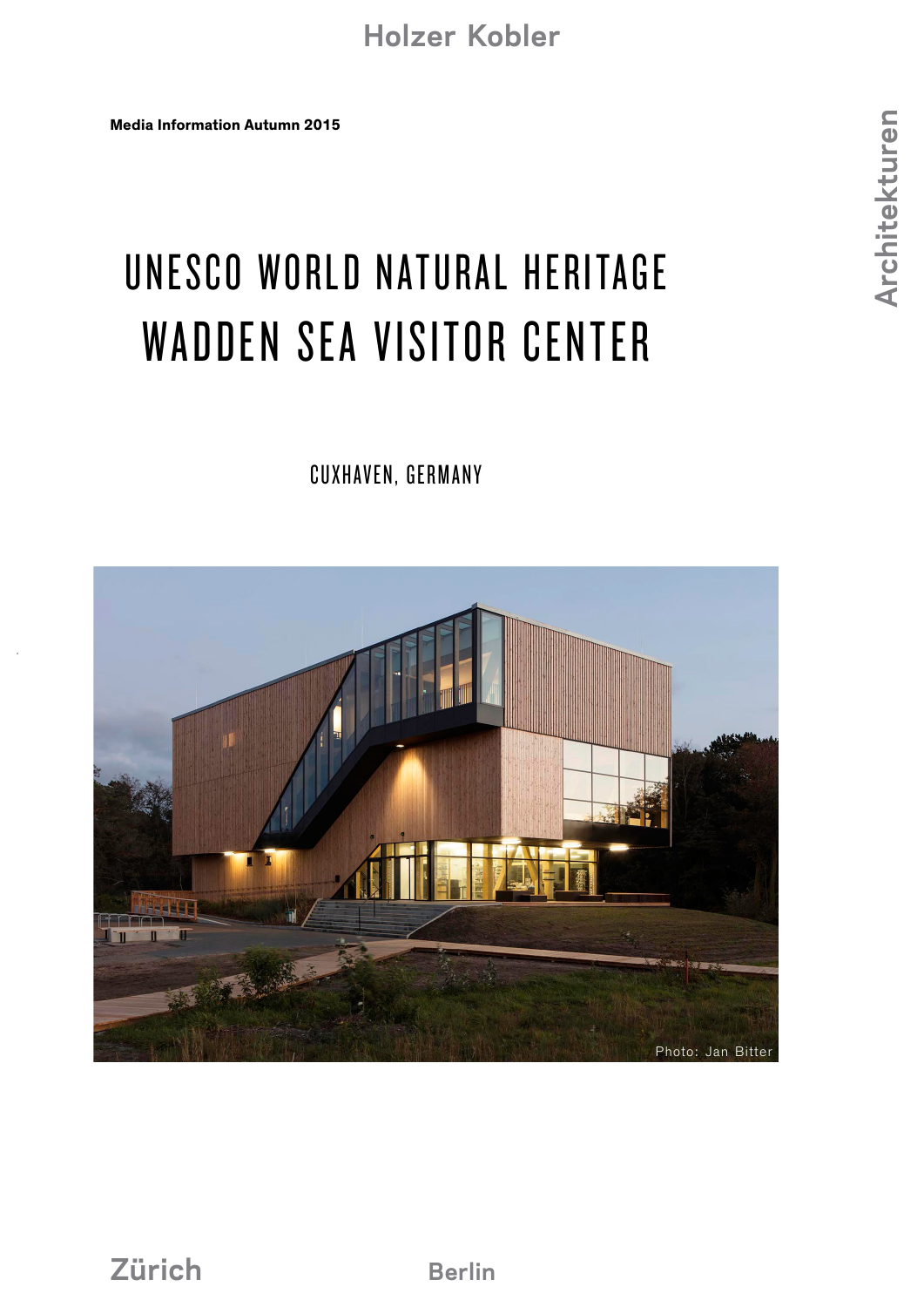Holzer Kobler Architekturen

**Media Information Autumn 2015**

# UNESCO WORLD NATURAL HERITAGE WADDEN SEA VISITOR CENTER

CUXHAVEN, GERMANY

Photo: Jan Bitter

Zürich Berlin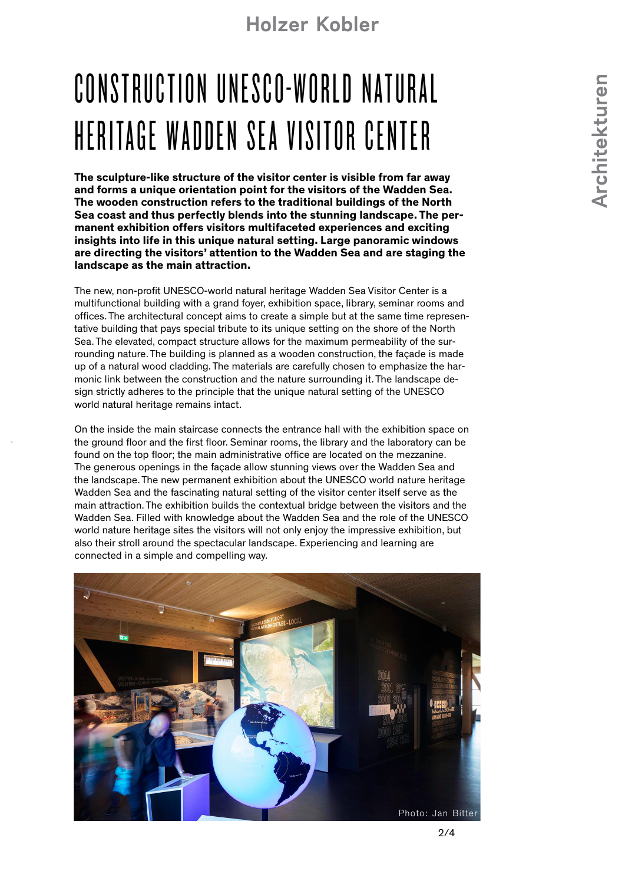# CONSTRUCTION UNESCO-WORLD NATURAL HERITAGE WADDEN SEA VISITOR CENTER

**The sculpture-like structure of the visitor center is visible from far away and forms a unique orientation point for the visitors of the Wadden Sea. The wooden construction refers to the traditional buildings of the North Sea coast and thus perfectly blends into the stunning landscape. The permanent exhibition offers visitors multifaceted experiences and exciting insights into life in this unique natural setting. Large panoramic windows are directing the visitors' attention to the Wadden Sea and are staging the landscape as the main attraction.**

The new, non-profit UNESCO-world natural heritage Wadden Sea Visitor Center is a multifunctional building with a grand foyer, exhibition space, library, seminar rooms and offices. The architectural concept aims to create a simple but at the same time representative building that pays special tribute to its unique setting on the shore of the North Sea. The elevated, compact structure allows for the maximum permeability of the surrounding nature. The building is planned as a wooden construction, the façade is made up of a natural wood cladding. The materials are carefully chosen to emphasize the harmonic link between the construction and the nature surrounding it. The landscape design strictly adheres to the principle that the unique natural setting of the UNESCO world natural heritage remains intact.

On the inside the main staircase connects the entrance hall with the exhibition space on the ground floor and the first floor. Seminar rooms, the library and the laboratory can be found on the top floor; the main administrative office are located on the mezzanine. The generous openings in the façade allow stunning views over the Wadden Sea and the landscape. The new permanent exhibition about the UNESCO world nature heritage Wadden Sea and the fascinating natural setting of the visitor center itself serve as the main attraction. The exhibition builds the contextual bridge between the visitors and the Wadden Sea. Filled with knowledge about the Wadden Sea and the role of the UNESCO world nature heritage sites the visitors will not only enjoy the impressive exhibition, but also their stroll around the spectacular landscape. Experiencing and learning are connected in a simple and compelling way.

Photo: Jan Bitter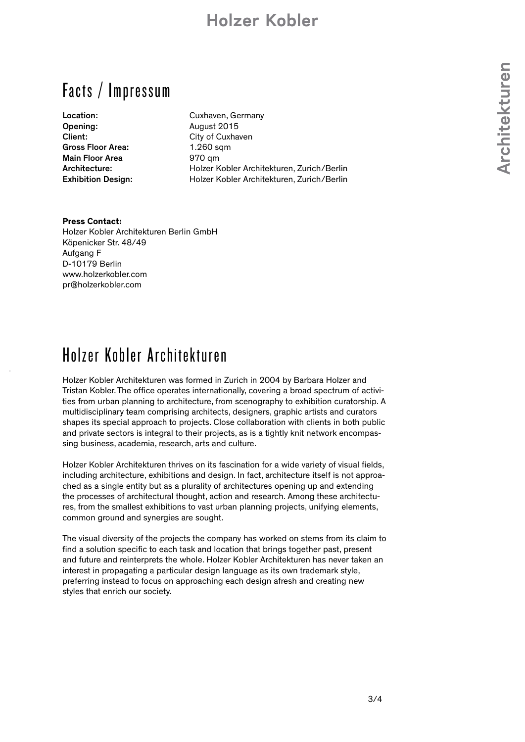# Facts / Impressum

| | |
|---|---|
| **Location:** | Cuxhaven, Germany |
| **Opening:** | August 2015 |
| **Client:** | City of Cuxhaven |
| **Gross Floor Area:** | 1.260 sqm |
| **Main Floor Area** | 970 qm |
| **Architecture:** | Holzer Kobler Architekturen, Zurich/Berlin |
| **Exhibition Design:** | Holzer Kobler Architekturen, Zurich/Berlin |

**Press Contact:**
Holzer Kobler Architekturen Berlin GmbH
Köpenicker Str. 48/49
Aufgang F
D-10179 Berlin
www.holzerkobler.com
pr@holzerkobler.com

# Holzer Kobler Architekturen

Holzer Kobler Architekturen was formed in Zurich in 2004 by Barbara Holzer and Tristan Kobler. The office operates internationally, covering a broad spectrum of activities from urban planning to architecture, from scenography to exhibition curatorship. A multidisciplinary team comprising architects, designers, graphic artists and curators shapes its special approach to projects. Close collaboration with clients in both public and private sectors is integral to their projects, as is a tightly knit network encompassing business, academia, research, arts and culture.

Holzer Kobler Architekturen thrives on its fascination for a wide variety of visual fields, including architecture, exhibitions and design. In fact, architecture itself is not approached as a single entity but as a plurality of architectures opening up and extending the processes of architectural thought, action and research. Among these architectures, from the smallest exhibitions to vast urban planning projects, unifying elements, common ground and synergies are sought.

The visual diversity of the projects the company has worked on stems from its claim to find a solution specific to each task and location that brings together past, present and future and reinterprets the whole. Holzer Kobler Architekturen has never taken an interest in propagating a particular design language as its own trademark style, preferring instead to focus on approaching each design afresh and creating new styles that enrich our society.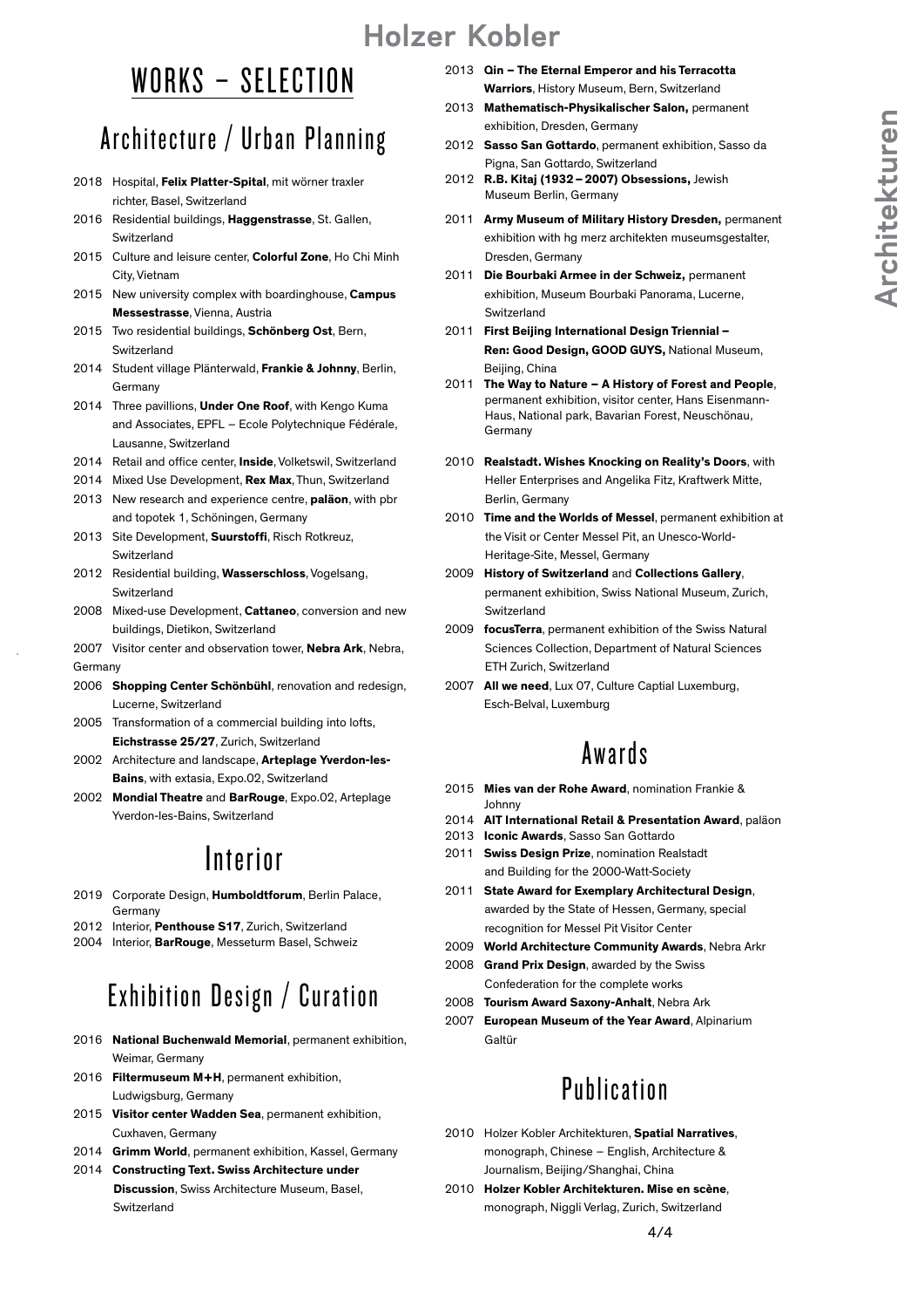# Holzer Kobler

## WORKS – SELECTION

### Architecture / Urban Planning

- 2018 Hospital, **Felix Platter-Spital**, mit wörner traxler richter, Basel, Switzerland
- 2016 Residential buildings, **Haggenstrasse**, St. Gallen, Switzerland
- 2015 Culture and leisure center, **Colorful Zone**, Ho Chi Minh City, Vietnam
- 2015 New university complex with boardinghouse, **Campus Messestrasse**, Vienna, Austria
- 2015 Two residential buildings, **Schönberg Ost**, Bern, Switzerland
- 2014 Student village Plänterwald, **Frankie & Johnny**, Berlin, Germany
- 2014 Three pavillions, **Under One Roof**, with Kengo Kuma and Associates, EPFL – Ecole Polytechnique Fédérale, Lausanne, Switzerland
- 2014 Retail and office center, **Inside**, Volketswil, Switzerland
- 2014 Mixed Use Development, **Rex Max**, Thun, Switzerland
- 2013 New research and experience centre, **paläon**, with pbr and topotek 1, Schöningen, Germany
- 2013 Site Development, **Suurstoffi**, Risch Rotkreuz, Switzerland
- 2012 Residential building, **Wasserschloss**, Vogelsang, Switzerland
- 2008 Mixed-use Development, **Cattaneo**, conversion and new buildings, Dietikon, Switzerland
- 2007 Visitor center and observation tower, **Nebra Ark**, Nebra, Germany
- 2006 **Shopping Center Schönbühl**, renovation and redesign, Lucerne, Switzerland
- 2005 Transformation of a commercial building into lofts, **Eichstrasse 25/27**, Zurich, Switzerland
- 2002 Architecture and landscape, **Arteplage Yverdon-les-Bains**, with extasia, Expo.02, Switzerland
- 2002 **Mondial Theatre** and **BarRouge**, Expo.02, Arteplage Yverdon-les-Bains, Switzerland

### Interior

- 2019 Corporate Design, **Humboldtforum**, Berlin Palace, Germany
- 2012 Interior, **Penthouse S17**, Zurich, Switzerland
- 2004 Interior, **BarRouge**, Messeturm Basel, Schweiz

### Exhibition Design / Curation

- 2016 **National Buchenwald Memorial**, permanent exhibition, Weimar, Germany
- 2016 **Filtermuseum M+H**, permanent exhibition, Ludwigsburg, Germany
- 2015 **Visitor center Wadden Sea**, permanent exhibition, Cuxhaven, Germany
- 2014 **Grimm World**, permanent exhibition, Kassel, Germany
- 2014 **Constructing Text. Swiss Architecture under Discussion**, Swiss Architecture Museum, Basel, Switzerland
- 2013 **Qin – The Eternal Emperor and his Terracotta Warriors**, History Museum, Bern, Switzerland
- 2013 **Mathematisch-Physikalischer Salon,** permanent exhibition, Dresden, Germany
- 2012 **Sasso San Gottardo**, permanent exhibition, Sasso da Pigna, San Gottardo, Switzerland
- 2012 **R.B. Kitaj (1932 – 2007) Obsessions,** Jewish Museum Berlin, Germany
- 2011 **Army Museum of Military History Dresden,** permanent exhibition with hg merz architekten museumsgestalter, Dresden, Germany
- 2011 **Die Bourbaki Armee in der Schweiz,** permanent exhibition, Museum Bourbaki Panorama, Lucerne, Switzerland
- 2011 **First Beijing International Design Triennial – Ren: Good Design, GOOD GUYS,** National Museum, Beijing, China
- 2011 **The Way to Nature – A History of Forest and People**, permanent exhibition, visitor center, Hans Eisenmann-Haus, National park, Bavarian Forest, Neuschönau, Germany
- 2010 **Realstadt. Wishes Knocking on Reality's Doors**, with Heller Enterprises and Angelika Fitz, Kraftwerk Mitte, Berlin, Germany
- 2010 **Time and the Worlds of Messel**, permanent exhibition at the Visit or Center Messel Pit, an Unesco-World-Heritage-Site, Messel, Germany
- 2009 **History of Switzerland** and **Collections Gallery**, permanent exhibition, Swiss National Museum, Zurich, Switzerland
- 2009 **focusTerra**, permanent exhibition of the Swiss Natural Sciences Collection, Department of Natural Sciences ETH Zurich, Switzerland
- 2007 **All we need**, Lux 07, Culture Captial Luxemburg, Esch-Belval, Luxemburg

### Awards

- 2015 **Mies van der Rohe Award**, nomination Frankie & Johnny
- 2014 **AIT International Retail & Presentation Award**, paläon
- 2013 **Iconic Awards**, Sasso San Gottardo
- 2011 **Swiss Design Prize**, nomination Realstadt and Building for the 2000-Watt-Society
- 2011 **State Award for Exemplary Architectural Design**, awarded by the State of Hessen, Germany, special recognition for Messel Pit Visitor Center
- 2009 **World Architecture Community Awards**, Nebra Arkr
- 2008 **Grand Prix Design**, awarded by the Swiss Confederation for the complete works
- 2008 **Tourism Award Saxony-Anhalt**, Nebra Ark
- 2007 **European Museum of the Year Award**, Alpinarium Galtür

### Publication

- 2010 Holzer Kobler Architekturen, **Spatial Narratives**, monograph, Chinese – English, Architecture & Journalism, Beijing/Shanghai, China
- 2010 **Holzer Kobler Architekturen. Mise en scène**, monograph, Niggli Verlag, Zurich, Switzerland